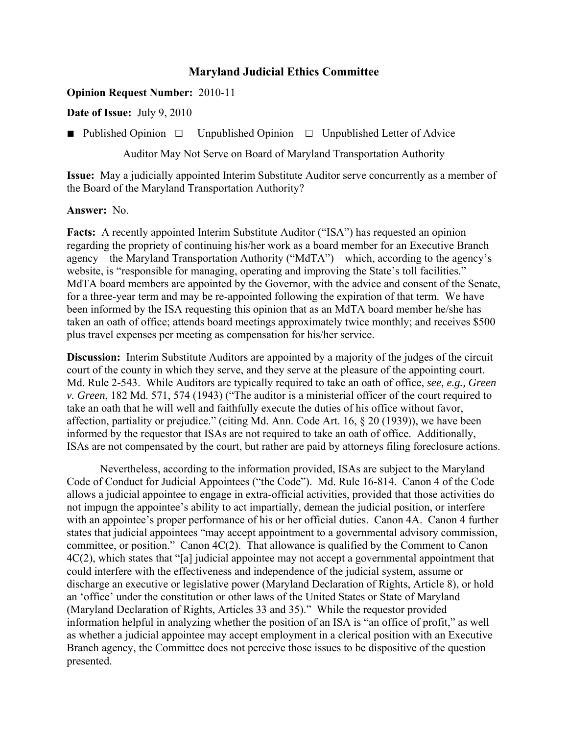# Maryland Judicial Ethics Committee

**Opinion Request Number:** 2010-11

**Date of Issue:** July 9, 2010

■ Published Opinion ☐ Unpublished Opinion ☐ Unpublished Letter of Advice

Auditor May Not Serve on Board of Maryland Transportation Authority

**Issue:** May a judicially appointed Interim Substitute Auditor serve concurrently as a member of the Board of the Maryland Transportation Authority?

**Answer:** No.

**Facts:** A recently appointed Interim Substitute Auditor ("ISA") has requested an opinion regarding the propriety of continuing his/her work as a board member for an Executive Branch agency – the Maryland Transportation Authority ("MdTA") – which, according to the agency's website, is "responsible for managing, operating and improving the State's toll facilities." MdTA board members are appointed by the Governor, with the advice and consent of the Senate, for a three-year term and may be re-appointed following the expiration of that term. We have been informed by the ISA requesting this opinion that as an MdTA board member he/she has taken an oath of office; attends board meetings approximately twice monthly; and receives $500 plus travel expenses per meeting as compensation for his/her service.

**Discussion:** Interim Substitute Auditors are appointed by a majority of the judges of the circuit court of the county in which they serve, and they serve at the pleasure of the appointing court. Md. Rule 2-543. While Auditors are typically required to take an oath of office, *see, e.g., Green v. Green*, 182 Md. 571, 574 (1943) ("The auditor is a ministerial officer of the court required to take an oath that he will well and faithfully execute the duties of his office without favor, affection, partiality or prejudice." (citing Md. Ann. Code Art. 16, § 20 (1939)), we have been informed by the requestor that ISAs are not required to take an oath of office. Additionally, ISAs are not compensated by the court, but rather are paid by attorneys filing foreclosure actions.

Nevertheless, according to the information provided, ISAs are subject to the Maryland Code of Conduct for Judicial Appointees ("the Code"). Md. Rule 16-814. Canon 4 of the Code allows a judicial appointee to engage in extra-official activities, provided that those activities do not impugn the appointee's ability to act impartially, demean the judicial position, or interfere with an appointee's proper performance of his or her official duties. Canon 4A. Canon 4 further states that judicial appointees "may accept appointment to a governmental advisory commission, committee, or position." Canon 4C(2). That allowance is qualified by the Comment to Canon 4C(2), which states that "[a] judicial appointee may not accept a governmental appointment that could interfere with the effectiveness and independence of the judicial system, assume or discharge an executive or legislative power (Maryland Declaration of Rights, Article 8), or hold an 'office' under the constitution or other laws of the United States or State of Maryland (Maryland Declaration of Rights, Articles 33 and 35)." While the requestor provided information helpful in analyzing whether the position of an ISA is "an office of profit," as well as whether a judicial appointee may accept employment in a clerical position with an Executive Branch agency, the Committee does not perceive those issues to be dispositive of the question presented.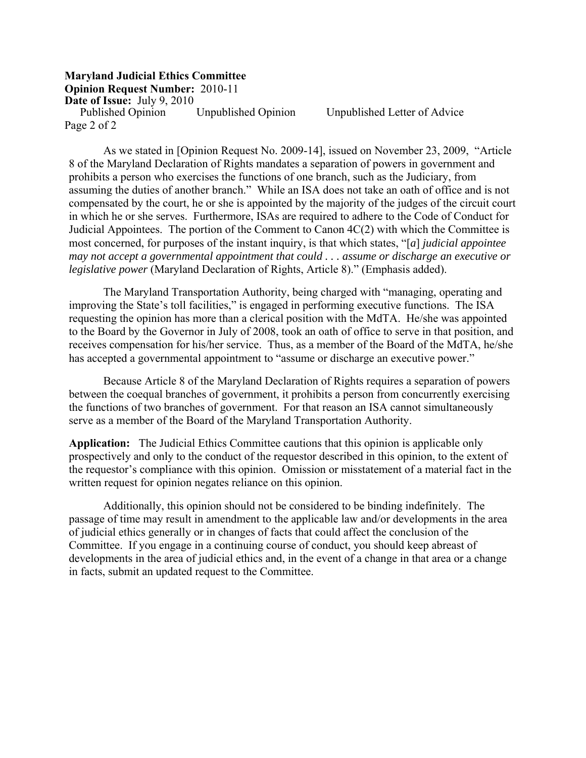As we stated in [Opinion Request No. 2009-14], issued on November 23, 2009, "Article 8 of the Maryland Declaration of Rights mandates a separation of powers in government and prohibits a person who exercises the functions of one branch, such as the Judiciary, from assuming the duties of another branch." While an ISA does not take an oath of office and is not compensated by the court, he or she is appointed by the majority of the judges of the circuit court in which he or she serves. Furthermore, ISAs are required to adhere to the Code of Conduct for Judicial Appointees. The portion of the Comment to Canon 4C(2) with which the Committee is most concerned, for purposes of the instant inquiry, is that which states, "[*a*] *judicial appointee may not accept a governmental appointment that could . . . assume or discharge an executive or legislative power* (Maryland Declaration of Rights, Article 8)." (Emphasis added).

The Maryland Transportation Authority, being charged with "managing, operating and improving the State's toll facilities," is engaged in performing executive functions. The ISA requesting the opinion has more than a clerical position with the MdTA. He/she was appointed to the Board by the Governor in July of 2008, took an oath of office to serve in that position, and receives compensation for his/her service. Thus, as a member of the Board of the MdTA, he/she has accepted a governmental appointment to "assume or discharge an executive power."

Because Article 8 of the Maryland Declaration of Rights requires a separation of powers between the coequal branches of government, it prohibits a person from concurrently exercising the functions of two branches of government. For that reason an ISA cannot simultaneously serve as a member of the Board of the Maryland Transportation Authority.

**Application:** The Judicial Ethics Committee cautions that this opinion is applicable only prospectively and only to the conduct of the requestor described in this opinion, to the extent of the requestor's compliance with this opinion. Omission or misstatement of a material fact in the written request for opinion negates reliance on this opinion.

Additionally, this opinion should not be considered to be binding indefinitely. The passage of time may result in amendment to the applicable law and/or developments in the area of judicial ethics generally or in changes of facts that could affect the conclusion of the Committee. If you engage in a continuing course of conduct, you should keep abreast of developments in the area of judicial ethics and, in the event of a change in that area or a change in facts, submit an updated request to the Committee.